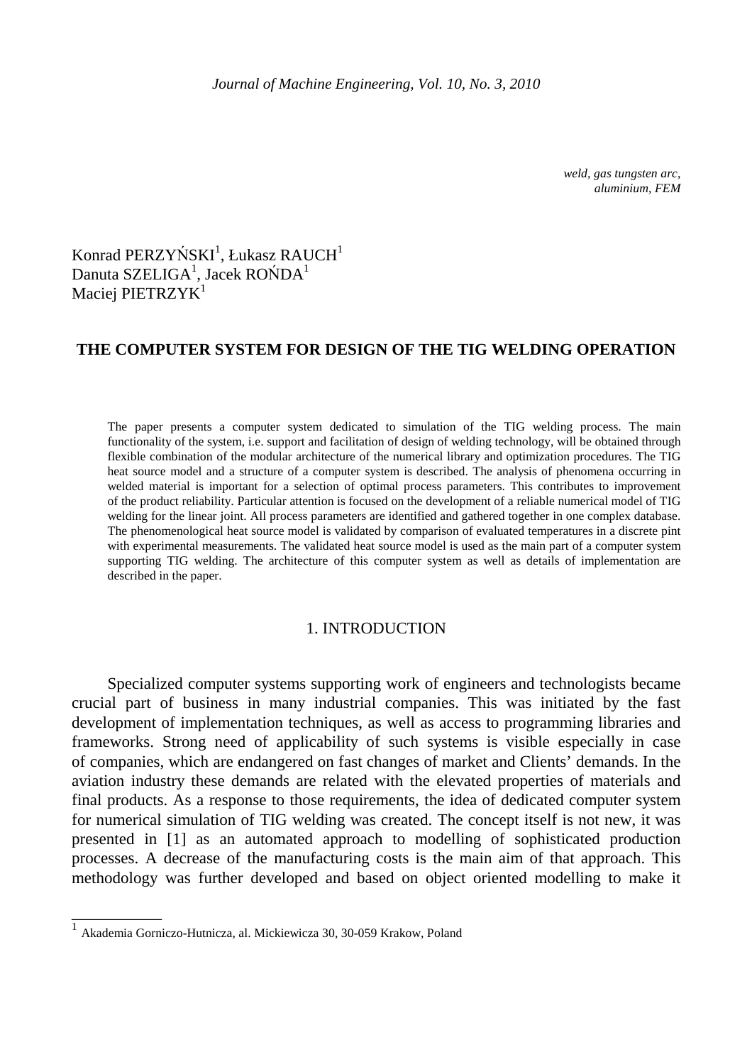*weld, gas tungsten arc, aluminium, FEM*

Konrad PERZYŃSKI[1], Łukasz RAUCH[1]
Danuta SZELIGA[1], Jacek ROŃDA[1]
Maciej PIETRZYK[1]

# THE COMPUTER SYSTEM FOR DESIGN OF THE TIG WELDING OPERATION

The paper presents a computer system dedicated to simulation of the TIG welding process. The main functionality of the system, i.e. support and facilitation of design of welding technology, will be obtained through flexible combination of the modular architecture of the numerical library and optimization procedures. The TIG heat source model and a structure of a computer system is described. The analysis of phenomena occurring in welded material is important for a selection of optimal process parameters. This contributes to improvement of the product reliability. Particular attention is focused on the development of a reliable numerical model of TIG welding for the linear joint. All process parameters are identified and gathered together in one complex database. The phenomenological heat source model is validated by comparison of evaluated temperatures in a discrete pint with experimental measurements. The validated heat source model is used as the main part of a computer system supporting TIG welding. The architecture of this computer system as well as details of implementation are described in the paper.

## 1. INTRODUCTION

Specialized computer systems supporting work of engineers and technologists became crucial part of business in many industrial companies. This was initiated by the fast development of implementation techniques, as well as access to programming libraries and frameworks. Strong need of applicability of such systems is visible especially in case of companies, which are endangered on fast changes of market and Clients' demands. In the aviation industry these demands are related with the elevated properties of materials and final products. As a response to those requirements, the idea of dedicated computer system for numerical simulation of TIG welding was created. The concept itself is not new, it was presented in [1] as an automated approach to modelling of sophisticated production processes. A decrease of the manufacturing costs is the main aim of that approach. This methodology was further developed and based on object oriented modelling to make it

---

[1] Akademia Gorniczo-Hutnicza, al. Mickiewicza 30, 30-059 Krakow, Poland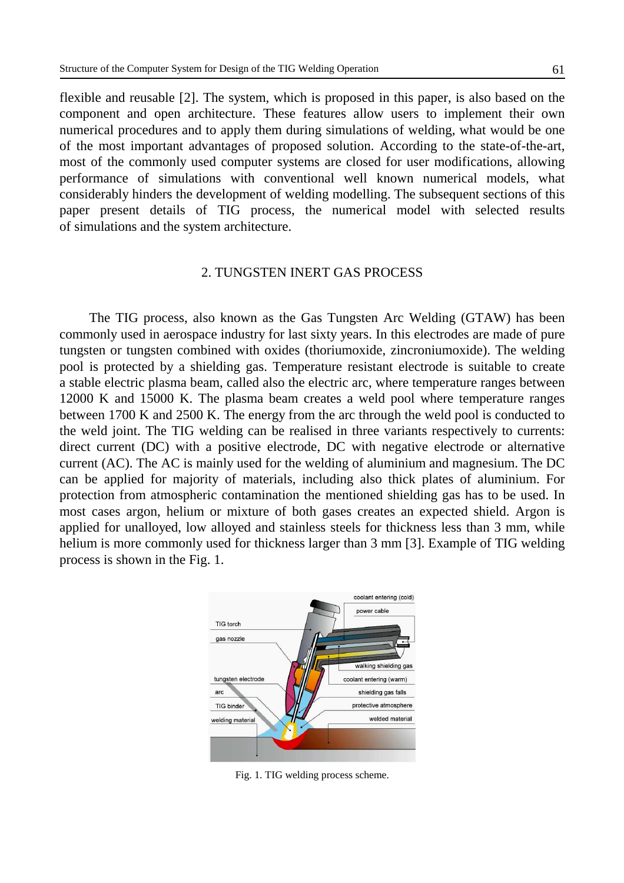flexible and reusable [2]. The system, which is proposed in this paper, is also based on the component and open architecture. These features allow users to implement their own numerical procedures and to apply them during simulations of welding, what would be one of the most important advantages of proposed solution. According to the state-of-the-art, most of the commonly used computer systems are closed for user modifications, allowing performance of simulations with conventional well known numerical models, what considerably hinders the development of welding modelling. The subsequent sections of this paper present details of TIG process, the numerical model with selected results of simulations and the system architecture.

## 2. TUNGSTEN INERT GAS PROCESS

The TIG process, also known as the Gas Tungsten Arc Welding (GTAW) has been commonly used in aerospace industry for last sixty years. In this electrodes are made of pure tungsten or tungsten combined with oxides (thoriumoxide, zincroniumoxide). The welding pool is protected by a shielding gas. Temperature resistant electrode is suitable to create a stable electric plasma beam, called also the electric arc, where temperature ranges between 12000 K and 15000 K. The plasma beam creates a weld pool where temperature ranges between 1700 K and 2500 K. The energy from the arc through the weld pool is conducted to the weld joint. The TIG welding can be realised in three variants respectively to currents: direct current (DC) with a positive electrode, DC with negative electrode or alternative current (AC). The AC is mainly used for the welding of aluminium and magnesium. The DC can be applied for majority of materials, including also thick plates of aluminium. For protection from atmospheric contamination the mentioned shielding gas has to be used. In most cases argon, helium or mixture of both gases creates an expected shield. Argon is applied for unalloyed, low alloyed and stainless steels for thickness less than 3 mm, while helium is more commonly used for thickness larger than 3 mm [3]. Example of TIG welding process is shown in the Fig. 1.

Fig. 1. TIG welding process scheme.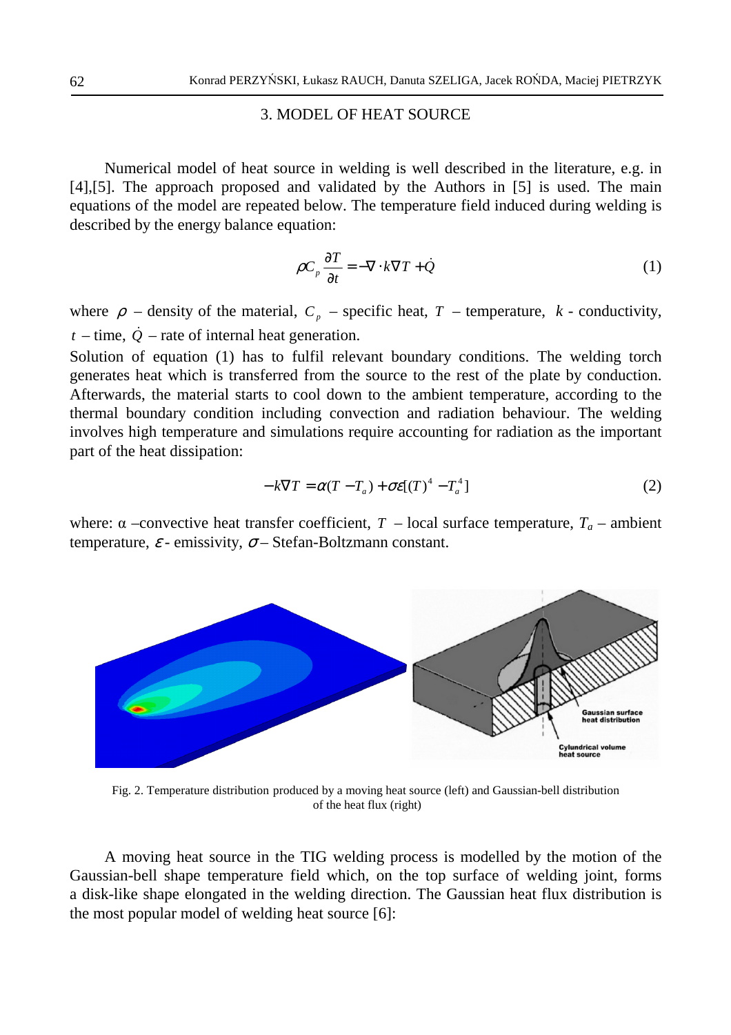## 3. MODEL OF HEAT SOURCE

Numerical model of heat source in welding is well described in the literature, e.g. in [4],[5]. The approach proposed and validated by the Authors in [5] is used. The main equations of the model are repeated below. The temperature field induced during welding is described by the energy balance equation:

$$\rho C_p \frac{\partial T}{\partial t} = -\nabla \cdot k \nabla T + \dot{Q} \tag{1}$$

where $\rho$ – density of the material, $C_p$ – specific heat, $T$ – temperature, $k$ - conductivity, $t$ – time, $\dot{Q}$ – rate of internal heat generation.

Solution of equation (1) has to fulfil relevant boundary conditions. The welding torch generates heat which is transferred from the source to the rest of the plate by conduction. Afterwards, the material starts to cool down to the ambient temperature, according to the thermal boundary condition including convection and radiation behaviour. The welding involves high temperature and simulations require accounting for radiation as the important part of the heat dissipation:

$$-k \nabla T = \alpha (T - T_a) + \sigma \varepsilon [(T)^4 - T_a^4] \tag{2}$$

where: $\alpha$ –convective heat transfer coefficient, $T$ – local surface temperature, $T_a$ – ambient temperature, $\varepsilon$ - emissivity, $\sigma$ – Stefan-Boltzmann constant.

Fig. 2. Temperature distribution produced by a moving heat source (left) and Gaussian-bell distribution of the heat flux (right)

A moving heat source in the TIG welding process is modelled by the motion of the Gaussian-bell shape temperature field which, on the top surface of welding joint, forms a disk-like shape elongated in the welding direction. The Gaussian heat flux distribution is the most popular model of welding heat source [6]: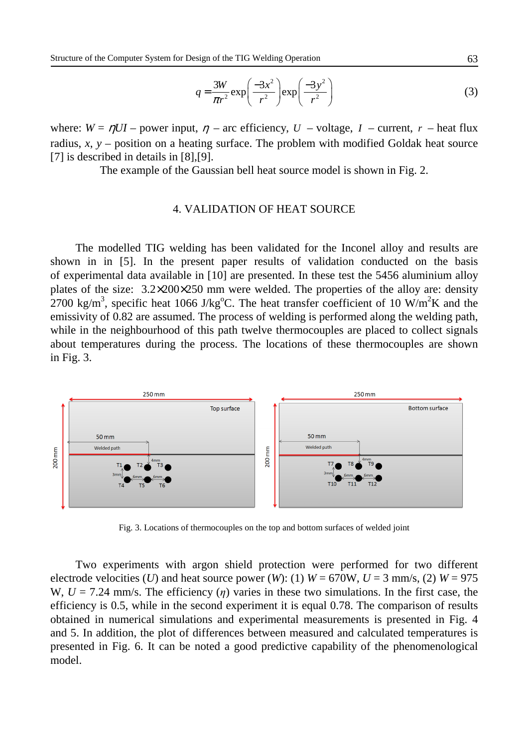$$q = \frac{3W}{\pi r^2} \exp\left(\frac{-3x^2}{r^2}\right) \exp\left(\frac{-3y^2}{r^2}\right) \tag{3}$$

where: $W = \eta UI$ – power input, $\eta$ – arc efficiency, $U$ – voltage, $I$ – current, $r$ – heat flux radius, $x$, $y$ – position on a heating surface. The problem with modified Goldak heat source [7] is described in details in [8],[9].

The example of the Gaussian bell heat source model is shown in Fig. 2.

## 4. VALIDATION OF HEAT SOURCE

The modelled TIG welding has been validated for the Inconel alloy and results are shown in in [5]. In the present paper results of validation conducted on the basis of experimental data available in [10] are presented. In these test the 5456 aluminium alloy plates of the size: 3.2×200×250 mm were welded. The properties of the alloy are: density 2700 kg/m$^3$, specific heat 1066 J/kg$^o$C. The heat transfer coefficient of 10 W/m$^2$K and the emissivity of 0.82 are assumed. The process of welding is performed along the welding path, while in the neighbourhood of this path twelve thermocouples are placed to collect signals about temperatures during the process. The locations of these thermocouples are shown in Fig. 3.

Fig. 3. Locations of thermocouples on the top and bottom surfaces of welded joint

Two experiments with argon shield protection were performed for two different electrode velocities ($U$) and heat source power ($W$): (1) $W$ = 670W, $U$ = 3 mm/s, (2) $W$ = 975 W, $U$ = 7.24 mm/s. The efficiency ($\eta$) varies in these two simulations. In the first case, the efficiency is 0.5, while in the second experiment it is equal 0.78. The comparison of results obtained in numerical simulations and experimental measurements is presented in Fig. 4 and 5. In addition, the plot of differences between measured and calculated temperatures is presented in Fig. 6. It can be noted a good predictive capability of the phenomenological model.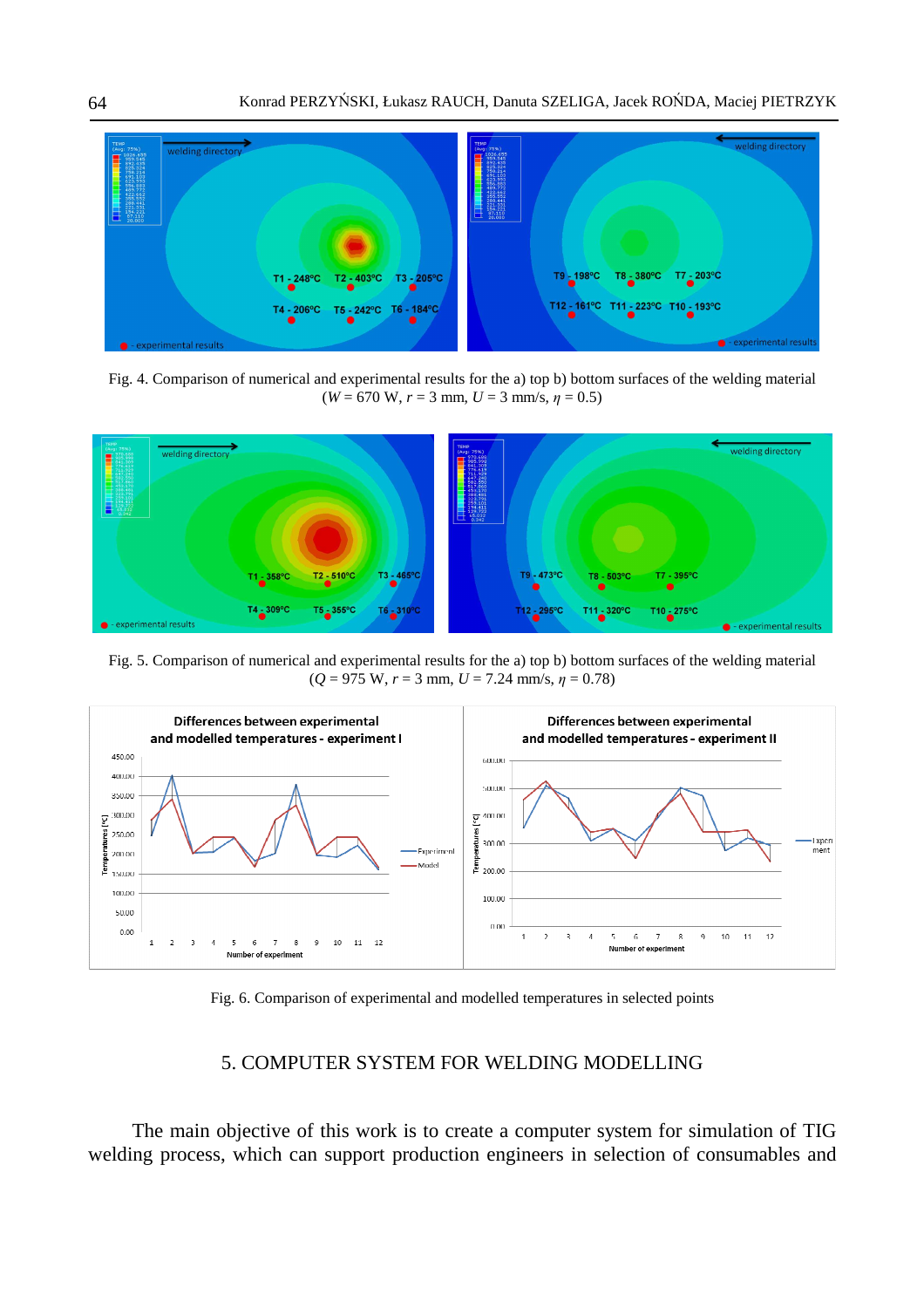Fig. 4. Comparison of numerical and experimental results for the a) top b) bottom surfaces of the welding material ($W$ = 670 W, $r$ = 3 mm, $U$ = 3 mm/s, $\eta$ = 0.5)

Fig. 5. Comparison of numerical and experimental results for the a) top b) bottom surfaces of the welding material ($Q$ = 975 W, $r$ = 3 mm, $U$ = 7.24 mm/s, $\eta$ = 0.78)

Fig. 6. Comparison of experimental and modelled temperatures in selected points

## 5. COMPUTER SYSTEM FOR WELDING MODELLING

The main objective of this work is to create a computer system for simulation of TIG welding process, which can support production engineers in selection of consumables and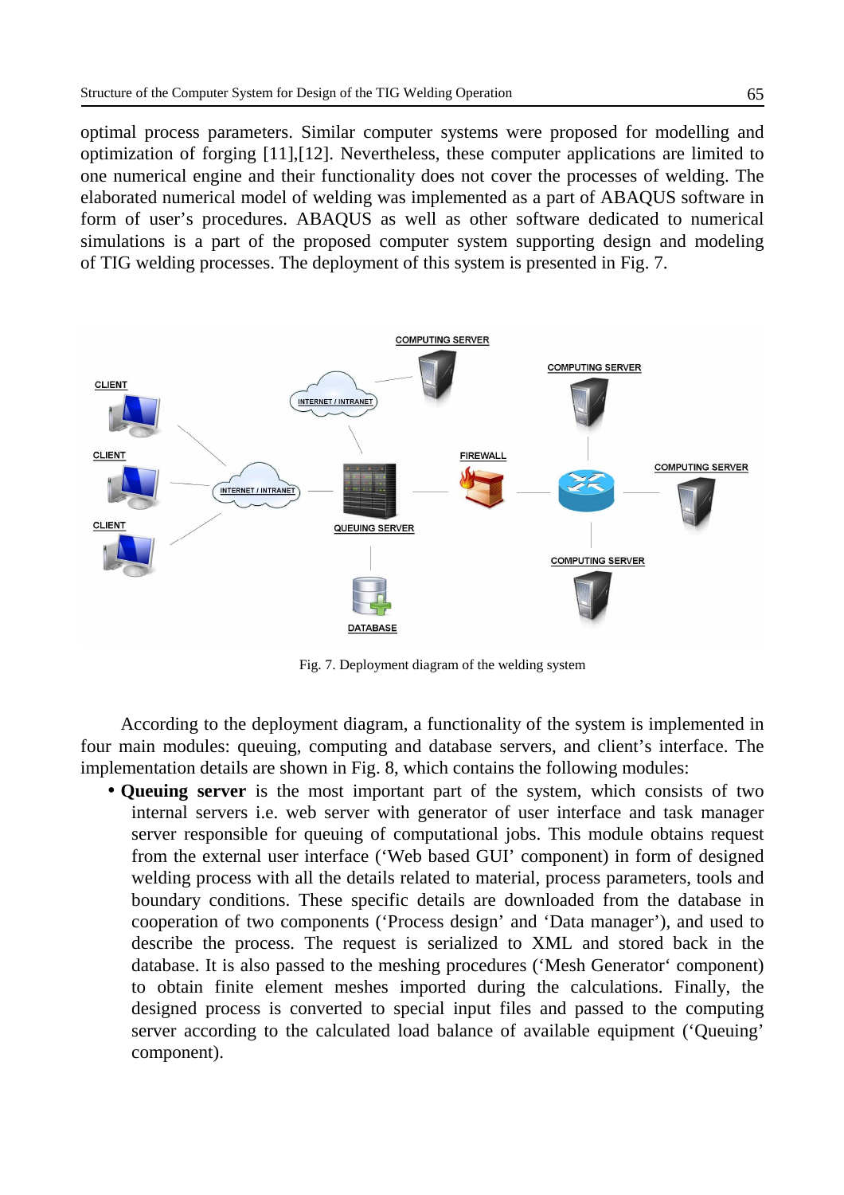optimal process parameters. Similar computer systems were proposed for modelling and optimization of forging [11],[12]. Nevertheless, these computer applications are limited to one numerical engine and their functionality does not cover the processes of welding. The elaborated numerical model of welding was implemented as a part of ABAQUS software in form of user's procedures. ABAQUS as well as other software dedicated to numerical simulations is a part of the proposed computer system supporting design and modeling of TIG welding processes. The deployment of this system is presented in Fig. 7.

Fig. 7. Deployment diagram of the welding system

According to the deployment diagram, a functionality of the system is implemented in four main modules: queuing, computing and database servers, and client's interface. The implementation details are shown in Fig. 8, which contains the following modules:

- **Queuing server** is the most important part of the system, which consists of two internal servers i.e. web server with generator of user interface and task manager server responsible for queuing of computational jobs. This module obtains request from the external user interface ('Web based GUI' component) in form of designed welding process with all the details related to material, process parameters, tools and boundary conditions. These specific details are downloaded from the database in cooperation of two components ('Process design' and 'Data manager'), and used to describe the process. The request is serialized to XML and stored back in the database. It is also passed to the meshing procedures ('Mesh Generator' component) to obtain finite element meshes imported during the calculations. Finally, the designed process is converted to special input files and passed to the computing server according to the calculated load balance of available equipment ('Queuing' component).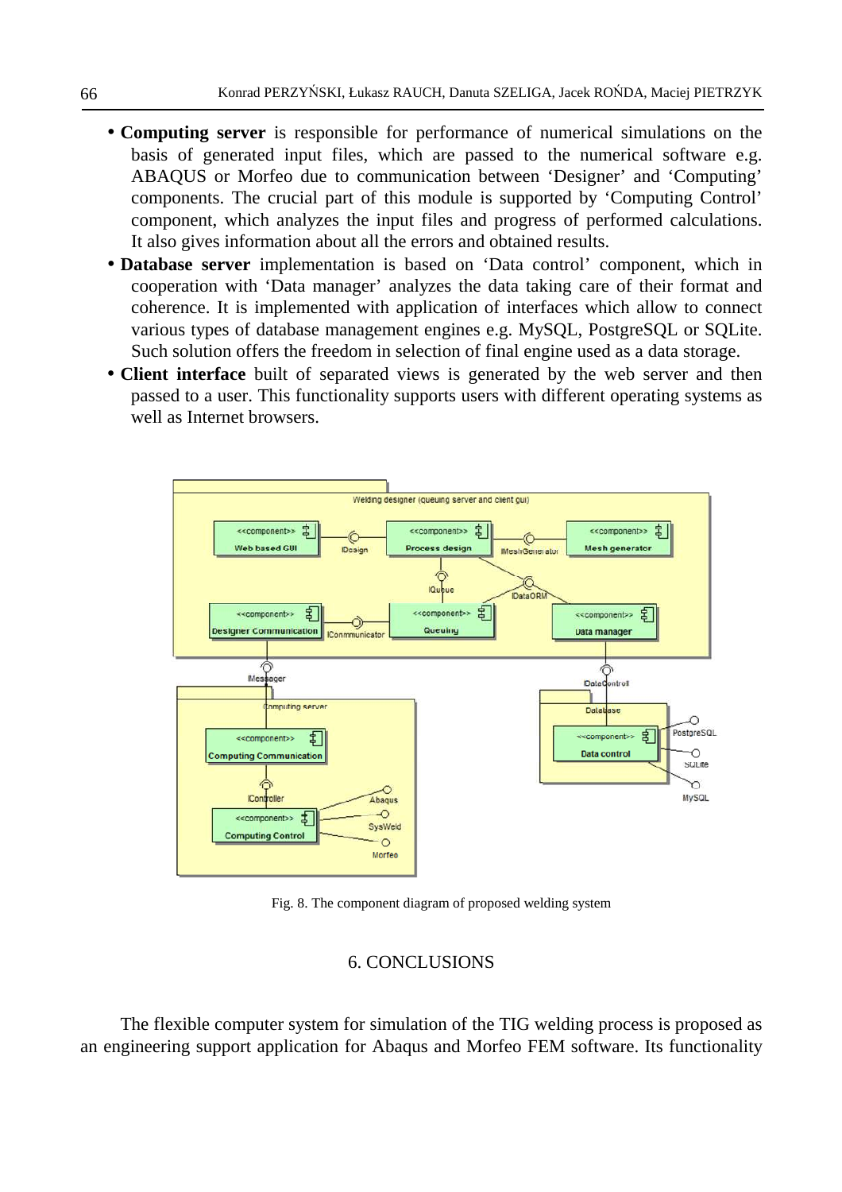- **Computing server** is responsible for performance of numerical simulations on the basis of generated input files, which are passed to the numerical software e.g. ABAQUS or Morfeo due to communication between 'Designer' and 'Computing' components. The crucial part of this module is supported by 'Computing Control' component, which analyzes the input files and progress of performed calculations. It also gives information about all the errors and obtained results.
- **Database server** implementation is based on 'Data control' component, which in cooperation with 'Data manager' analyzes the data taking care of their format and coherence. It is implemented with application of interfaces which allow to connect various types of database management engines e.g. MySQL, PostgreSQL or SQLite. Such solution offers the freedom in selection of final engine used as a data storage.
- **Client interface** built of separated views is generated by the web server and then passed to a user. This functionality supports users with different operating systems as well as Internet browsers.

Fig. 8. The component diagram of proposed welding system

## 6. CONCLUSIONS

The flexible computer system for simulation of the TIG welding process is proposed as an engineering support application for Abaqus and Morfeo FEM software. Its functionality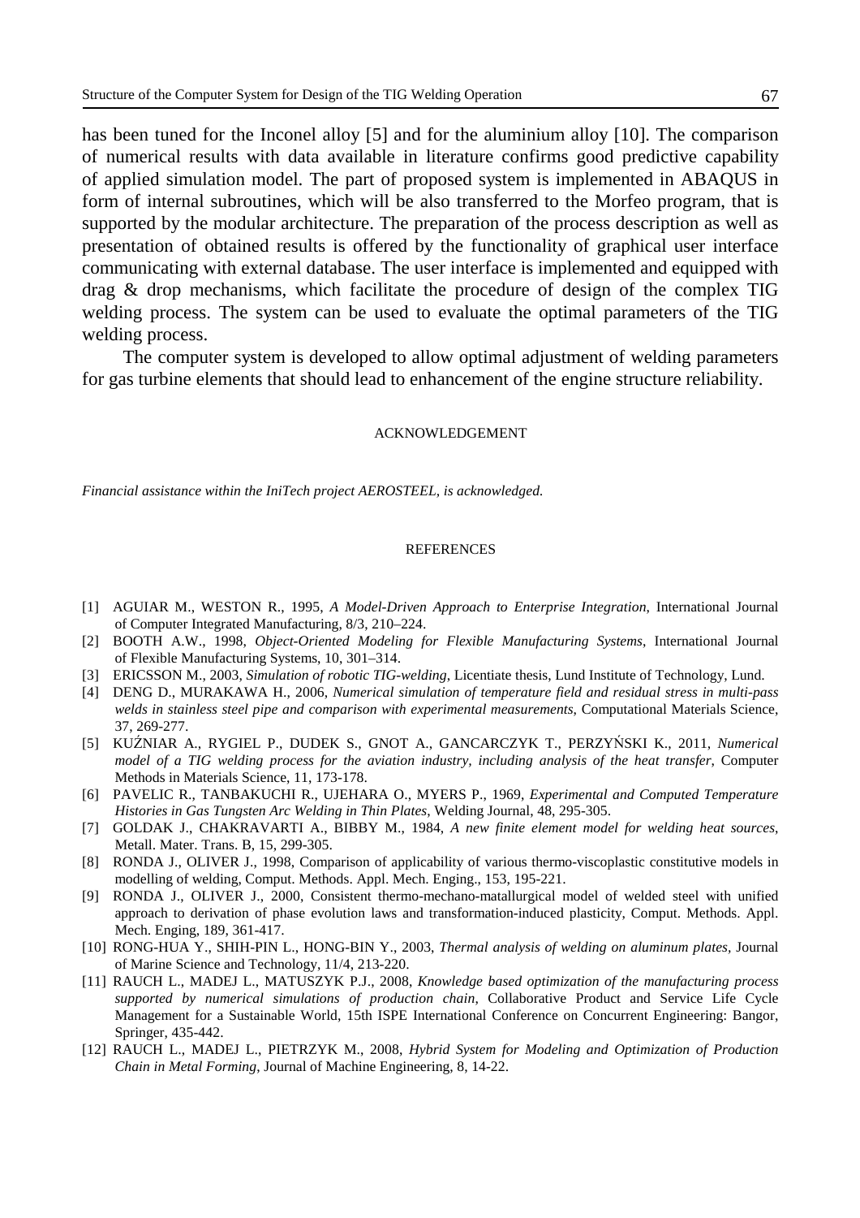has been tuned for the Inconel alloy [5] and for the aluminium alloy [10]. The comparison of numerical results with data available in literature confirms good predictive capability of applied simulation model. The part of proposed system is implemented in ABAQUS in form of internal subroutines, which will be also transferred to the Morfeo program, that is supported by the modular architecture. The preparation of the process description as well as presentation of obtained results is offered by the functionality of graphical user interface communicating with external database. The user interface is implemented and equipped with drag & drop mechanisms, which facilitate the procedure of design of the complex TIG welding process. The system can be used to evaluate the optimal parameters of the TIG welding process.

The computer system is developed to allow optimal adjustment of welding parameters for gas turbine elements that should lead to enhancement of the engine structure reliability.

## ACKNOWLEDGEMENT

*Financial assistance within the IniTech project AEROSTEEL, is acknowledged.*

## REFERENCES

[1] AGUIAR M., WESTON R., 1995, *A Model-Driven Approach to Enterprise Integration*, International Journal of Computer Integrated Manufacturing, 8/3, 210–224.

[2] BOOTH A.W., 1998, *Object-Oriented Modeling for Flexible Manufacturing Systems*, International Journal of Flexible Manufacturing Systems, 10, 301–314.

[3] ERICSSON M., 2003, *Simulation of robotic TIG-welding*, Licentiate thesis, Lund Institute of Technology, Lund.

[4] DENG D., MURAKAWA H., 2006, *Numerical simulation of temperature field and residual stress in multi-pass welds in stainless steel pipe and comparison with experimental measurements*, Computational Materials Science, 37, 269-277.

[5] KUŹNIAR A., RYGIEL P., DUDEK S., GNOT A., GANCARCZYK T., PERZYŃSKI K., 2011, *Numerical model of a TIG welding process for the aviation industry, including analysis of the heat transfer*, Computer Methods in Materials Science, 11, 173-178.

[6] PAVELIC R., TANBAKUCHI R., UJEHARA O., MYERS P., 1969, *Experimental and Computed Temperature Histories in Gas Tungsten Arc Welding in Thin Plates*, Welding Journal, 48, 295-305.

[7] GOLDAK J., CHAKRAVARTI A., BIBBY M., 1984, *A new finite element model for welding heat sources*, Metall. Mater. Trans. B, 15, 299-305.

[8] RONDA J., OLIVER J., 1998, Comparison of applicability of various thermo-viscoplastic constitutive models in modelling of welding, Comput. Methods. Appl. Mech. Enging., 153, 195-221.

[9] RONDA J., OLIVER J., 2000, Consistent thermo-mechano-matallurgical model of welded steel with unified approach to derivation of phase evolution laws and transformation-induced plasticity, Comput. Methods. Appl. Mech. Enging, 189, 361-417.

[10] RONG-HUA Y., SHIH-PIN L., HONG-BIN Y., 2003, *Thermal analysis of welding on aluminum plates*, Journal of Marine Science and Technology, 11/4, 213-220.

[11] RAUCH L., MADEJ L., MATUSZYK P.J., 2008, *Knowledge based optimization of the manufacturing process supported by numerical simulations of production chain*, Collaborative Product and Service Life Cycle Management for a Sustainable World, 15th ISPE International Conference on Concurrent Engineering: Bangor, Springer, 435-442.

[12] RAUCH L., MADEJ L., PIETRZYK M., 2008, *Hybrid System for Modeling and Optimization of Production Chain in Metal Forming*, Journal of Machine Engineering, 8, 14-22.